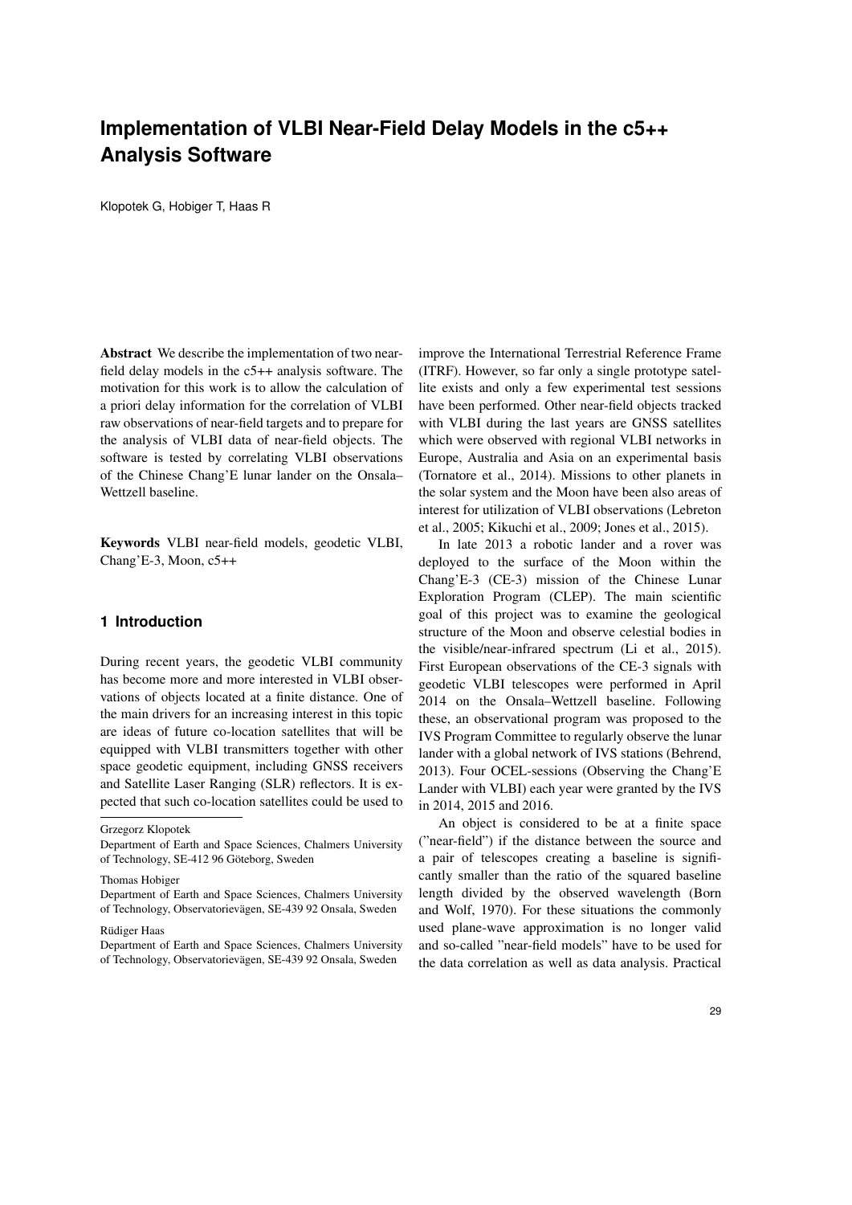# Implementation of VLBI Near-Field Delay Models in the c5++ Analysis Software

Klopotek G, Hobiger T, Haas R

**Abstract** We describe the implementation of two near-field delay models in the c5++ analysis software. The motivation for this work is to allow the calculation of a priori delay information for the correlation of VLBI raw observations of near-field targets and to prepare for the analysis of VLBI data of near-field objects. The software is tested by correlating VLBI observations of the Chinese Chang'E lunar lander on the Onsala–Wettzell baseline.

**Keywords** VLBI near-field models, geodetic VLBI, Chang'E-3, Moon, c5++

## 1 Introduction

During recent years, the geodetic VLBI community has become more and more interested in VLBI observations of objects located at a finite distance. One of the main drivers for an increasing interest in this topic are ideas of future co-location satellites that will be equipped with VLBI transmitters together with other space geodetic equipment, including GNSS receivers and Satellite Laser Ranging (SLR) reflectors. It is expected that such co-location satellites could be used to improve the International Terrestrial Reference Frame (ITRF). However, so far only a single prototype satellite exists and only a few experimental test sessions have been performed. Other near-field objects tracked with VLBI during the last years are GNSS satellites which were observed with regional VLBI networks in Europe, Australia and Asia on an experimental basis (Tornatore et al., 2014). Missions to other planets in the solar system and the Moon have been also areas of interest for utilization of VLBI observations (Lebreton et al., 2005; Kikuchi et al., 2009; Jones et al., 2015).

In late 2013 a robotic lander and a rover was deployed to the surface of the Moon within the Chang'E-3 (CE-3) mission of the Chinese Lunar Exploration Program (CLEP). The main scientific goal of this project was to examine the geological structure of the Moon and observe celestial bodies in the visible/near-infrared spectrum (Li et al., 2015). First European observations of the CE-3 signals with geodetic VLBI telescopes were performed in April 2014 on the Onsala–Wettzell baseline. Following these, an observational program was proposed to the IVS Program Committee to regularly observe the lunar lander with a global network of IVS stations (Behrend, 2013). Four OCEL-sessions (Observing the Chang'E Lander with VLBI) each year were granted by the IVS in 2014, 2015 and 2016.

An object is considered to be at a finite space ("near-field") if the distance between the source and a pair of telescopes creating a baseline is significantly smaller than the ratio of the squared baseline length divided by the observed wavelength (Born and Wolf, 1970). For these situations the commonly used plane-wave approximation is no longer valid and so-called "near-field models" have to be used for the data correlation as well as data analysis. Practical

---

Grzegorz Klopotek

Department of Earth and Space Sciences, Chalmers University of Technology, SE-412 96 Göteborg, Sweden

Thomas Hobiger

Department of Earth and Space Sciences, Chalmers University of Technology, Observatorievägen, SE-439 92 Onsala, Sweden

Rüdiger Haas

Department of Earth and Space Sciences, Chalmers University of Technology, Observatorievägen, SE-439 92 Onsala, Sweden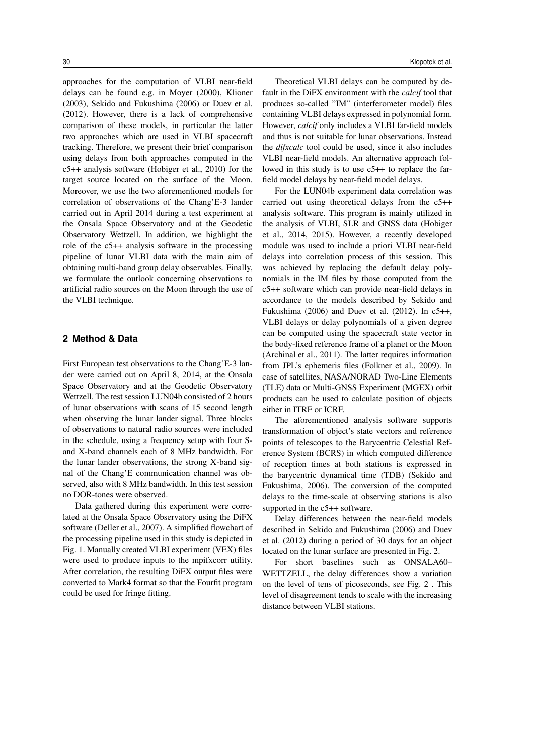approaches for the computation of VLBI near-field delays can be found e.g. in Moyer (2000), Klioner (2003), Sekido and Fukushima (2006) or Duev et al. (2012). However, there is a lack of comprehensive comparison of these models, in particular the latter two approaches which are used in VLBI spacecraft tracking. Therefore, we present their brief comparison using delays from both approaches computed in the c5++ analysis software (Hobiger et al., 2010) for the target source located on the surface of the Moon. Moreover, we use the two aforementioned models for correlation of observations of the Chang'E-3 lander carried out in April 2014 during a test experiment at the Onsala Space Observatory and at the Geodetic Observatory Wettzell. In addition, we highlight the role of the c5++ analysis software in the processing pipeline of lunar VLBI data with the main aim of obtaining multi-band group delay observables. Finally, we formulate the outlook concerning observations to artificial radio sources on the Moon through the use of the VLBI technique.

## 2 Method & Data

First European test observations to the Chang'E-3 lander were carried out on April 8, 2014, at the Onsala Space Observatory and at the Geodetic Observatory Wettzell. The test session LUN04b consisted of 2 hours of lunar observations with scans of 15 second length when observing the lunar lander signal. Three blocks of observations to natural radio sources were included in the schedule, using a frequency setup with four S- and X-band channels each of 8 MHz bandwidth. For the lunar lander observations, the strong X-band signal of the Chang'E communication channel was observed, also with 8 MHz bandwidth. In this test session no DOR-tones were observed.

Data gathered during this experiment were correlated at the Onsala Space Observatory using the DiFX software (Deller et al., 2007). A simplified flowchart of the processing pipeline used in this study is depicted in Fig. 1. Manually created VLBI experiment (VEX) files were used to produce inputs to the mpifxcorr utility. After correlation, the resulting DiFX output files were converted to Mark4 format so that the Fourfit program could be used for fringe fitting.

Theoretical VLBI delays can be computed by default in the DiFX environment with the *calcif* tool that produces so-called "IM" (interferometer model) files containing VLBI delays expressed in polynomial form. However, *calcif* only includes a VLBI far-field models and thus is not suitable for lunar observations. Instead the *difxcalc* tool could be used, since it also includes VLBI near-field models. An alternative approach followed in this study is to use c5++ to replace the far-field model delays by near-field model delays.

For the LUN04b experiment data correlation was carried out using theoretical delays from the c5++ analysis software. This program is mainly utilized in the analysis of VLBI, SLR and GNSS data (Hobiger et al., 2014, 2015). However, a recently developed module was used to include a priori VLBI near-field delays into correlation process of this session. This was achieved by replacing the default delay polynomials in the IM files by those computed from the c5++ software which can provide near-field delays in accordance to the models described by Sekido and Fukushima (2006) and Duev et al. (2012). In c5++, VLBI delays or delay polynomials of a given degree can be computed using the spacecraft state vector in the body-fixed reference frame of a planet or the Moon (Archinal et al., 2011). The latter requires information from JPL's ephemeris files (Folkner et al., 2009). In case of satellites, NASA/NORAD Two-Line Elements (TLE) data or Multi-GNSS Experiment (MGEX) orbit products can be used to calculate position of objects either in ITRF or ICRF.

The aforementioned analysis software supports transformation of object's state vectors and reference points of telescopes to the Barycentric Celestial Reference System (BCRS) in which computed difference of reception times at both stations is expressed in the barycentric dynamical time (TDB) (Sekido and Fukushima, 2006). The conversion of the computed delays to the time-scale at observing stations is also supported in the c5++ software.

Delay differences between the near-field models described in Sekido and Fukushima (2006) and Duev et al. (2012) during a period of 30 days for an object located on the lunar surface are presented in Fig. 2.

For short baselines such as ONSALA60–WETTZELL, the delay differences show a variation on the level of tens of picoseconds, see Fig. 2 . This level of disagreement tends to scale with the increasing distance between VLBI stations.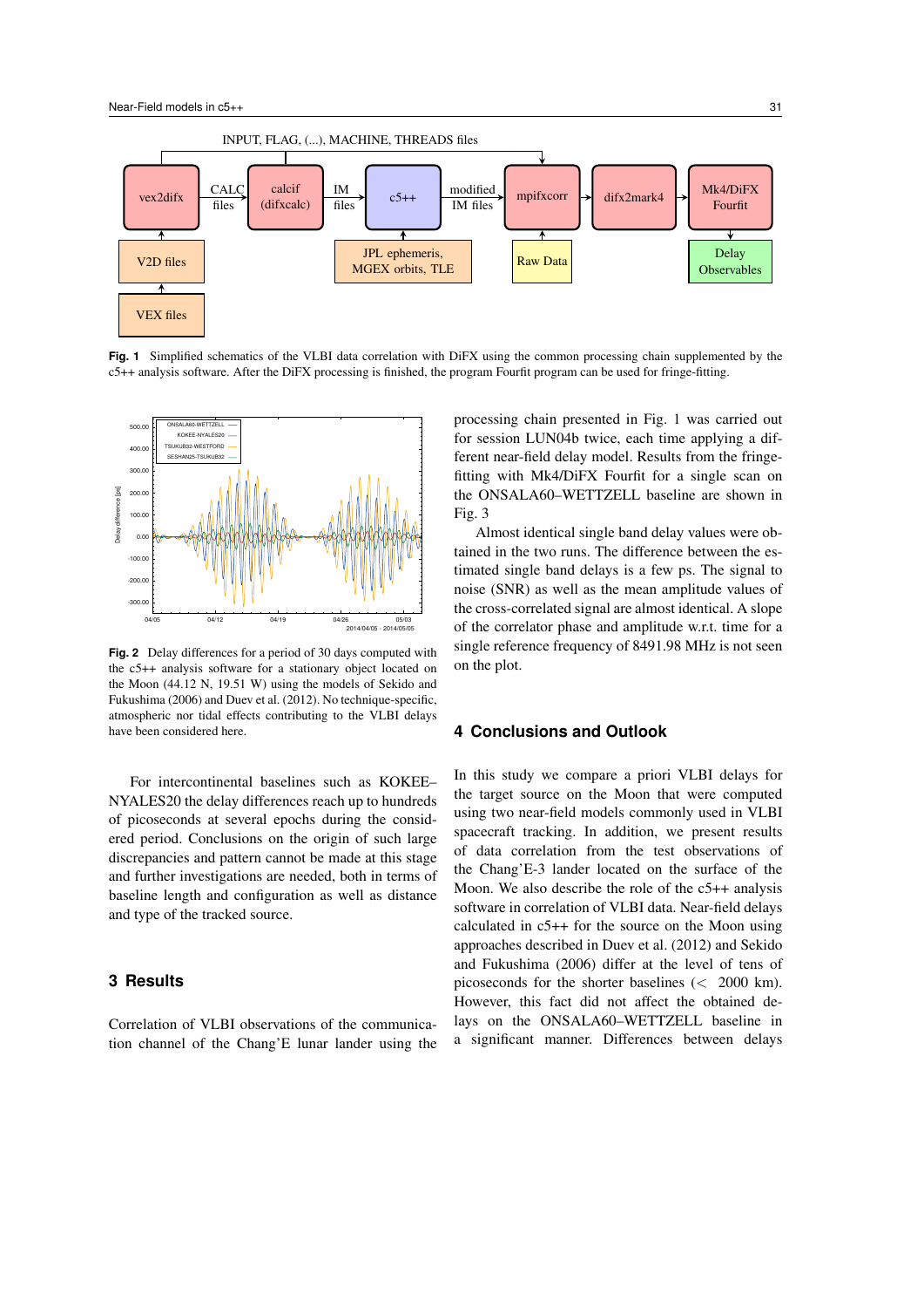**Fig. 1** Simplified schematics of the VLBI data correlation with DiFX using the common processing chain supplemented by the c5++ analysis software. After the DiFX processing is finished, the program Fourfit program can be used for fringe-fitting.

**Fig. 2** Delay differences for a period of 30 days computed with the c5++ analysis software for a stationary object located on the Moon (44.12 N, 19.51 W) using the models of Sekido and Fukushima (2006) and Duev et al. (2012). No technique-specific, atmospheric nor tidal effects contributing to the VLBI delays have been considered here.

For intercontinental baselines such as KOKEE–NYALES20 the delay differences reach up to hundreds of picoseconds at several epochs during the considered period. Conclusions on the origin of such large discrepancies and pattern cannot be made at this stage and further investigations are needed, both in terms of baseline length and configuration as well as distance and type of the tracked source.

## 3 Results

Correlation of VLBI observations of the communication channel of the Chang'E lunar lander using the processing chain presented in Fig. 1 was carried out for session LUN04b twice, each time applying a different near-field delay model. Results from the fringe-fitting with Mk4/DiFX Fourfit for a single scan on the ONSALA60–WETTZELL baseline are shown in Fig. 3

Almost identical single band delay values were obtained in the two runs. The difference between the estimated single band delays is a few ps. The signal to noise (SNR) as well as the mean amplitude values of the cross-correlated signal are almost identical. A slope of the correlator phase and amplitude w.r.t. time for a single reference frequency of 8491.98 MHz is not seen on the plot.

## 4 Conclusions and Outlook

In this study we compare a priori VLBI delays for the target source on the Moon that were computed using two near-field models commonly used in VLBI spacecraft tracking. In addition, we present results of data correlation from the test observations of the Chang'E-3 lander located on the surface of the Moon. We also describe the role of the c5++ analysis software in correlation of VLBI data. Near-field delays calculated in c5++ for the source on the Moon using approaches described in Duev et al. (2012) and Sekido and Fukushima (2006) differ at the level of tens of picoseconds for the shorter baselines ($<$ 2000 km). However, this fact did not affect the obtained delays on the ONSALA60–WETTZELL baseline in a significant manner. Differences between delays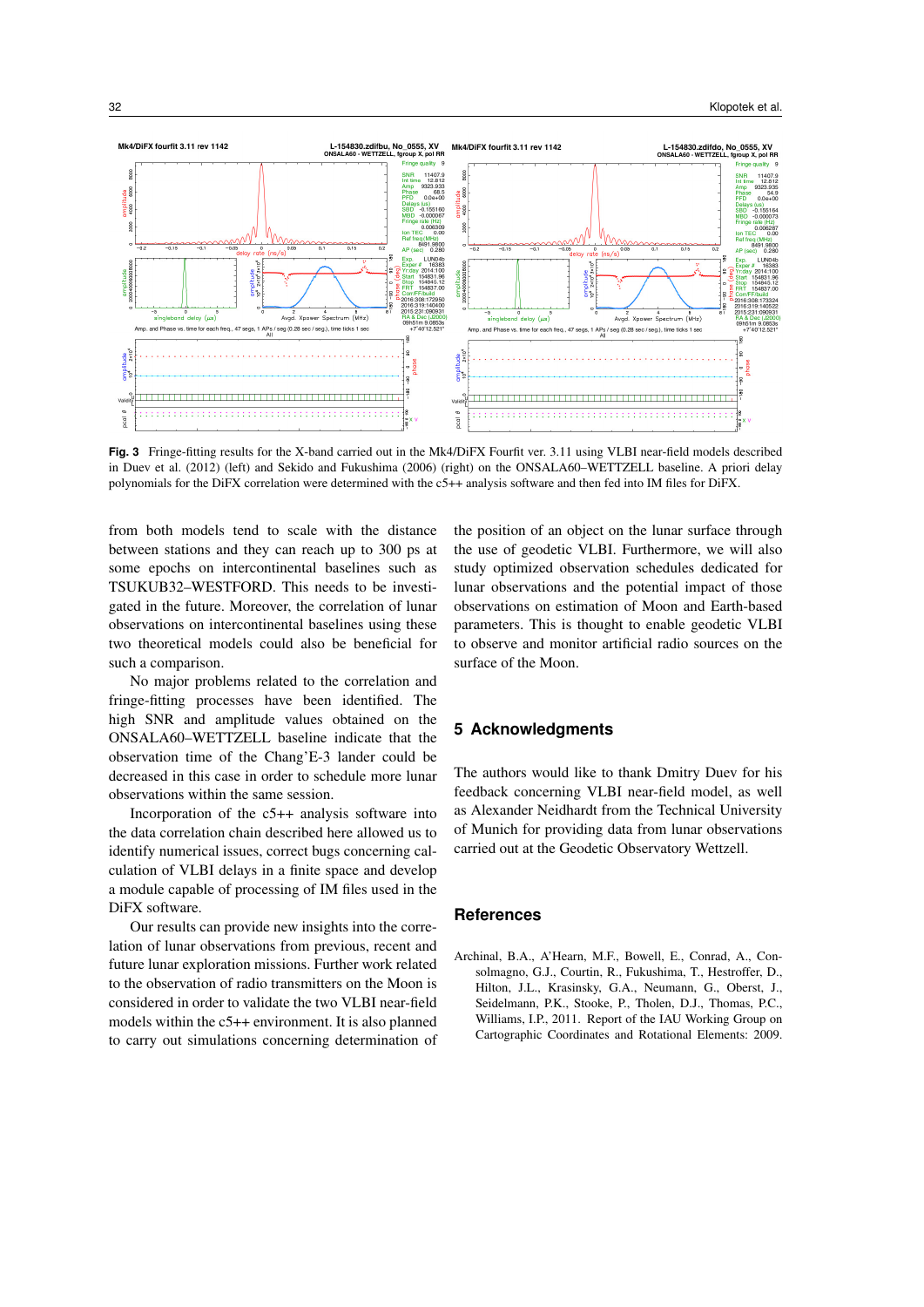**Fig. 3** Fringe-fitting results for the X-band carried out in the Mk4/DiFX Fourfit ver. 3.11 using VLBI near-field models described in Duev et al. (2012) (left) and Sekido and Fukushima (2006) (right) on the ONSALA60–WETTZELL baseline. A priori delay polynomials for the DiFX correlation were determined with the c5++ analysis software and then fed into IM files for DiFX.

from both models tend to scale with the distance between stations and they can reach up to 300 ps at some epochs on intercontinental baselines such as TSUKUB32–WESTFORD. This needs to be investigated in the future. Moreover, the correlation of lunar observations on intercontinental baselines using these two theoretical models could also be beneficial for such a comparison.

No major problems related to the correlation and fringe-fitting processes have been identified. The high SNR and amplitude values obtained on the ONSALA60–WETTZELL baseline indicate that the observation time of the Chang'E-3 lander could be decreased in this case in order to schedule more lunar observations within the same session.

Incorporation of the c5++ analysis software into the data correlation chain described here allowed us to identify numerical issues, correct bugs concerning calculation of VLBI delays in a finite space and develop a module capable of processing of IM files used in the DiFX software.

Our results can provide new insights into the correlation of lunar observations from previous, recent and future lunar exploration missions. Further work related to the observation of radio transmitters on the Moon is considered in order to validate the two VLBI near-field models within the c5++ environment. It is also planned to carry out simulations concerning determination of the position of an object on the lunar surface through the use of geodetic VLBI. Furthermore, we will also study optimized observation schedules dedicated for lunar observations and the potential impact of those observations on estimation of Moon and Earth-based parameters. This is thought to enable geodetic VLBI to observe and monitor artificial radio sources on the surface of the Moon.

## 5 Acknowledgments

The authors would like to thank Dmitry Duev for his feedback concerning VLBI near-field model, as well as Alexander Neidhardt from the Technical University of Munich for providing data from lunar observations carried out at the Geodetic Observatory Wettzell.

## References

Archinal, B.A., A'Hearn, M.F., Bowell, E., Conrad, A., Consolmagno, G.J., Courtin, R., Fukushima, T., Hestroffer, D., Hilton, J.L., Krasinsky, G.A., Neumann, G., Oberst, J., Seidelmann, P.K., Stooke, P., Tholen, D.J., Thomas, P.C., Williams, I.P., 2011. Report of the IAU Working Group on Cartographic Coordinates and Rotational Elements: 2009.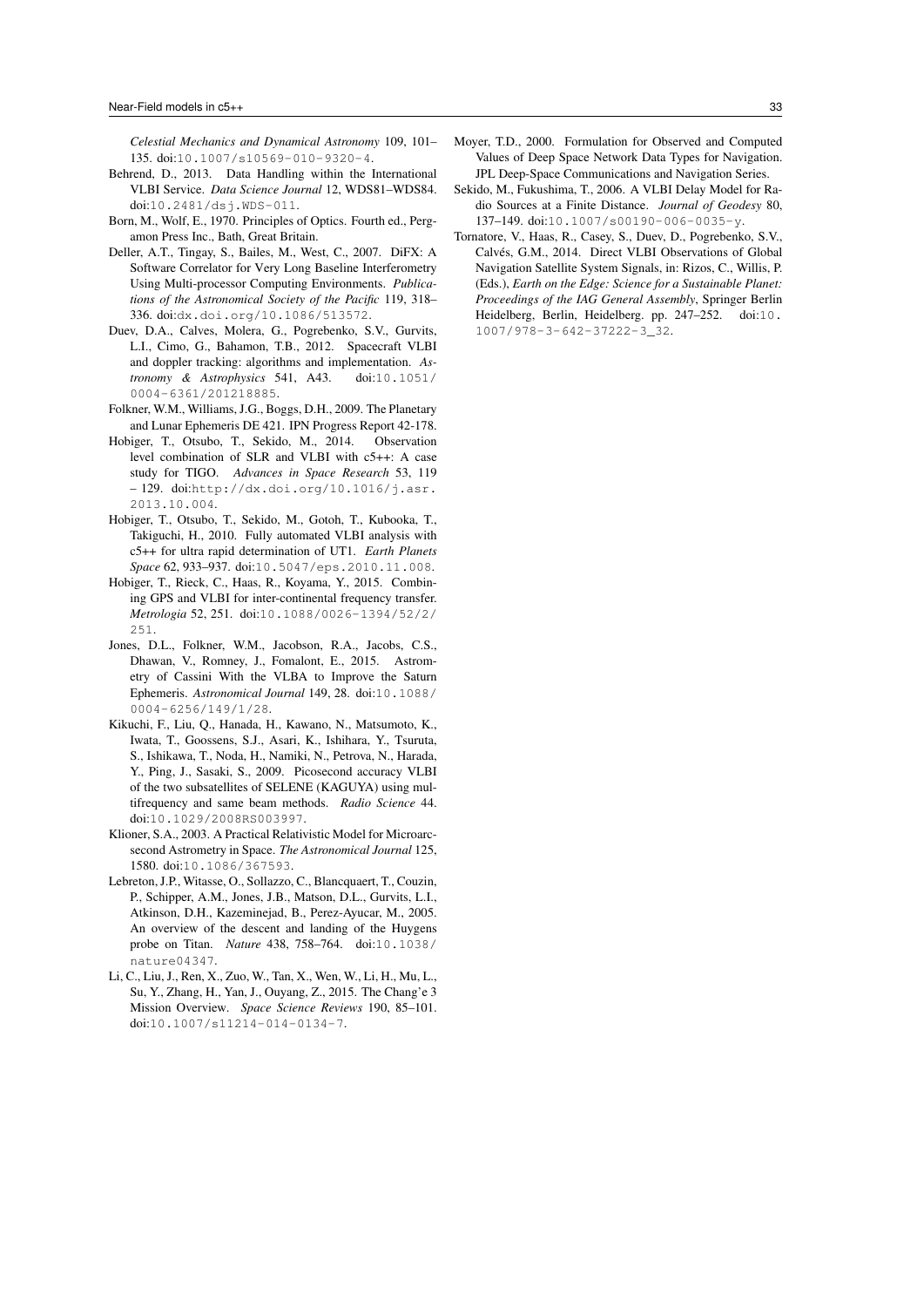*Celestial Mechanics and Dynamical Astronomy* 109, 101–135. doi:10.1007/s10569-010-9320-4.

Behrend, D., 2013. Data Handling within the International VLBI Service. *Data Science Journal* 12, WDS81–WDS84. doi:10.2481/dsj.WDS-011.

Born, M., Wolf, E., 1970. Principles of Optics. Fourth ed., Pergamon Press Inc., Bath, Great Britain.

Deller, A.T., Tingay, S., Bailes, M., West, C., 2007. DiFX: A Software Correlator for Very Long Baseline Interferometry Using Multi-processor Computing Environments. *Publications of the Astronomical Society of the Pacific* 119, 318–336. doi:dx.doi.org/10.1086/513572.

Duev, D.A., Calves, Molera, G., Pogrebenko, S.V., Gurvits, L.I., Cimo, G., Bahamon, T.B., 2012. Spacecraft VLBI and doppler tracking: algorithms and implementation. *Astronomy & Astrophysics* 541, A43. doi:10.1051/0004-6361/201218885.

Folkner, W.M., Williams, J.G., Boggs, D.H., 2009. The Planetary and Lunar Ephemeris DE 421. IPN Progress Report 42-178.

Hobiger, T., Otsubo, T., Sekido, M., 2014. Observation level combination of SLR and VLBI with c5++: A case study for TIGO. *Advances in Space Research* 53, 119 – 129. doi:http://dx.doi.org/10.1016/j.asr.2013.10.004.

Hobiger, T., Otsubo, T., Sekido, M., Gotoh, T., Kubooka, T., Takiguchi, H., 2010. Fully automated VLBI analysis with c5++ for ultra rapid determination of UT1. *Earth Planets Space* 62, 933–937. doi:10.5047/eps.2010.11.008.

Hobiger, T., Rieck, C., Haas, R., Koyama, Y., 2015. Combining GPS and VLBI for inter-continental frequency transfer. *Metrologia* 52, 251. doi:10.1088/0026-1394/52/2/251.

Jones, D.L., Folkner, W.M., Jacobson, R.A., Jacobs, C.S., Dhawan, V., Romney, J., Fomalont, E., 2015. Astrometry of Cassini With the VLBA to Improve the Saturn Ephemeris. *Astronomical Journal* 149, 28. doi:10.1088/0004-6256/149/1/28.

Kikuchi, F., Liu, Q., Hanada, H., Kawano, N., Matsumoto, K., Iwata, T., Goossens, S.J., Asari, K., Ishihara, Y., Tsuruta, S., Ishikawa, T., Noda, H., Namiki, N., Petrova, N., Harada, Y., Ping, J., Sasaki, S., 2009. Picosecond accuracy VLBI of the two subsatellites of SELENE (KAGUYA) using multifrequency and same beam methods. *Radio Science* 44. doi:10.1029/2008RS003997.

Klioner, S.A., 2003. A Practical Relativistic Model for Microarcsecond Astrometry in Space. *The Astronomical Journal* 125, 1580. doi:10.1086/367593.

Lebreton, J.P., Witasse, O., Sollazzo, C., Blancquaert, T., Couzin, P., Schipper, A.M., Jones, J.B., Matson, D.L., Gurvits, L.I., Atkinson, D.H., Kazeminejad, B., Perez-Ayucar, M., 2005. An overview of the descent and landing of the Huygens probe on Titan. *Nature* 438, 758–764. doi:10.1038/nature04347.

Li, C., Liu, J., Ren, X., Zuo, W., Tan, X., Wen, W., Li, H., Mu, L., Su, Y., Zhang, H., Yan, J., Ouyang, Z., 2015. The Chang'e 3 Mission Overview. *Space Science Reviews* 190, 85–101. doi:10.1007/s11214-014-0134-7.

Moyer, T.D., 2000. Formulation for Observed and Computed Values of Deep Space Network Data Types for Navigation. JPL Deep-Space Communications and Navigation Series.

Sekido, M., Fukushima, T., 2006. A VLBI Delay Model for Radio Sources at a Finite Distance. *Journal of Geodesy* 80, 137–149. doi:10.1007/s00190-006-0035-y.

Tornatore, V., Haas, R., Casey, S., Duev, D., Pogrebenko, S.V., Calvés, G.M., 2014. Direct VLBI Observations of Global Navigation Satellite System Signals, in: Rizos, C., Willis, P. (Eds.), *Earth on the Edge: Science for a Sustainable Planet: Proceedings of the IAG General Assembly*, Springer Berlin Heidelberg, Berlin, Heidelberg. pp. 247–252. doi:10.1007/978-3-642-37222-3_32.